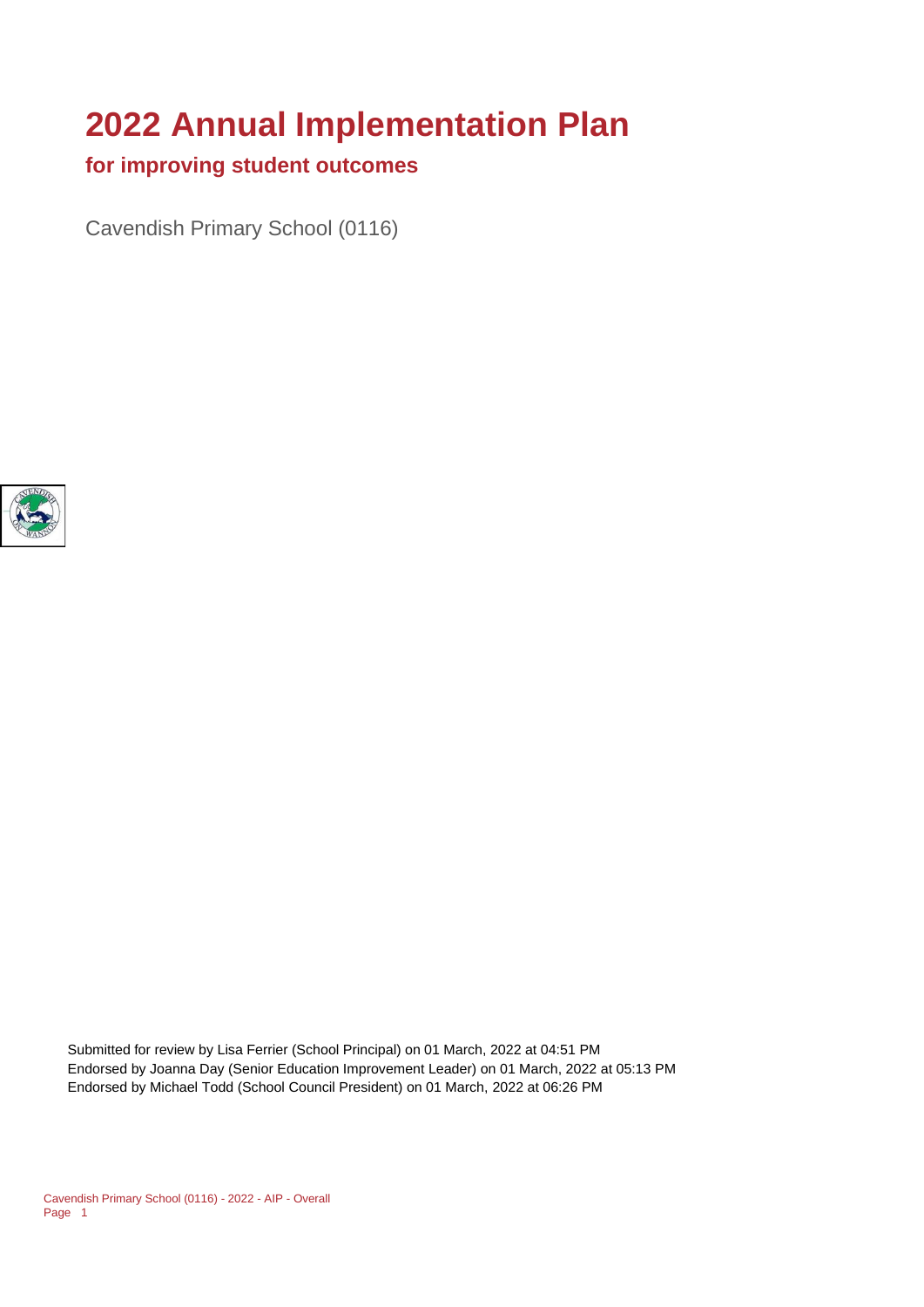# 2022 Annual Implementation Plan

## for improving student outcomes

Cavendish Primary School (0116)

Submitted for review by Lisa Ferrier (School Principal) on 01 March, 2022 at 04:51 PM
Endorsed by Joanna Day (Senior Education Improvement Leader) on 01 March, 2022 at 05:13 PM
Endorsed by Michael Todd (School Council President) on 01 March, 2022 at 06:26 PM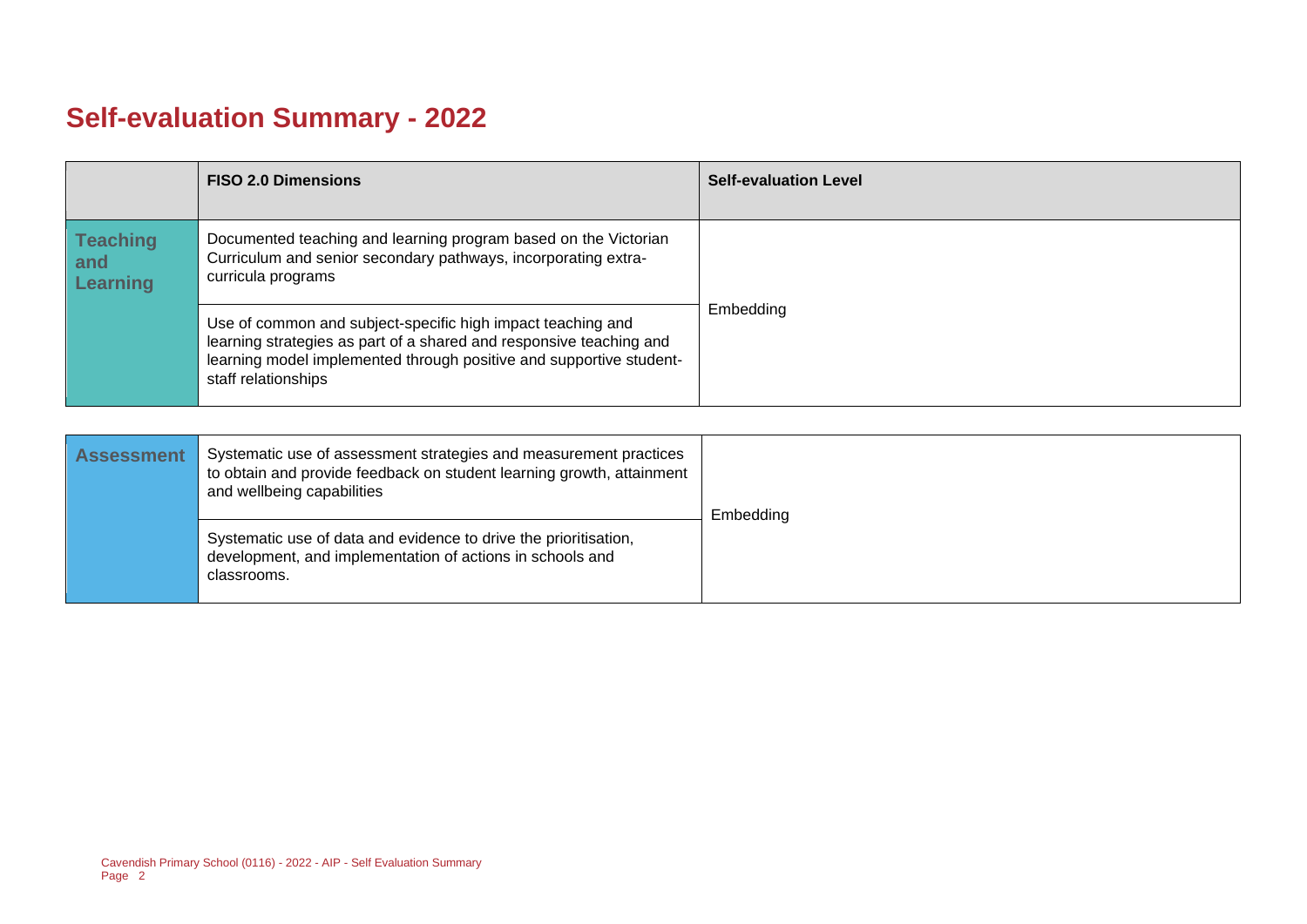# Self-evaluation Summary - 2022

| | FISO 2.0 Dimensions | Self-evaluation Level |
|---|---|---|
| **Teaching and Learning** | Documented teaching and learning program based on the Victorian Curriculum and senior secondary pathways, incorporating extra-curricula programs | Embedding |
| | Use of common and subject-specific high impact teaching and learning strategies as part of a shared and responsive teaching and learning model implemented through positive and supportive student-staff relationships | |

| | | |
|---|---|---|
| **Assessment** | Systematic use of assessment strategies and measurement practices to obtain and provide feedback on student learning growth, attainment and wellbeing capabilities | Embedding |
| | Systematic use of data and evidence to drive the prioritisation, development, and implementation of actions in schools and classrooms. | |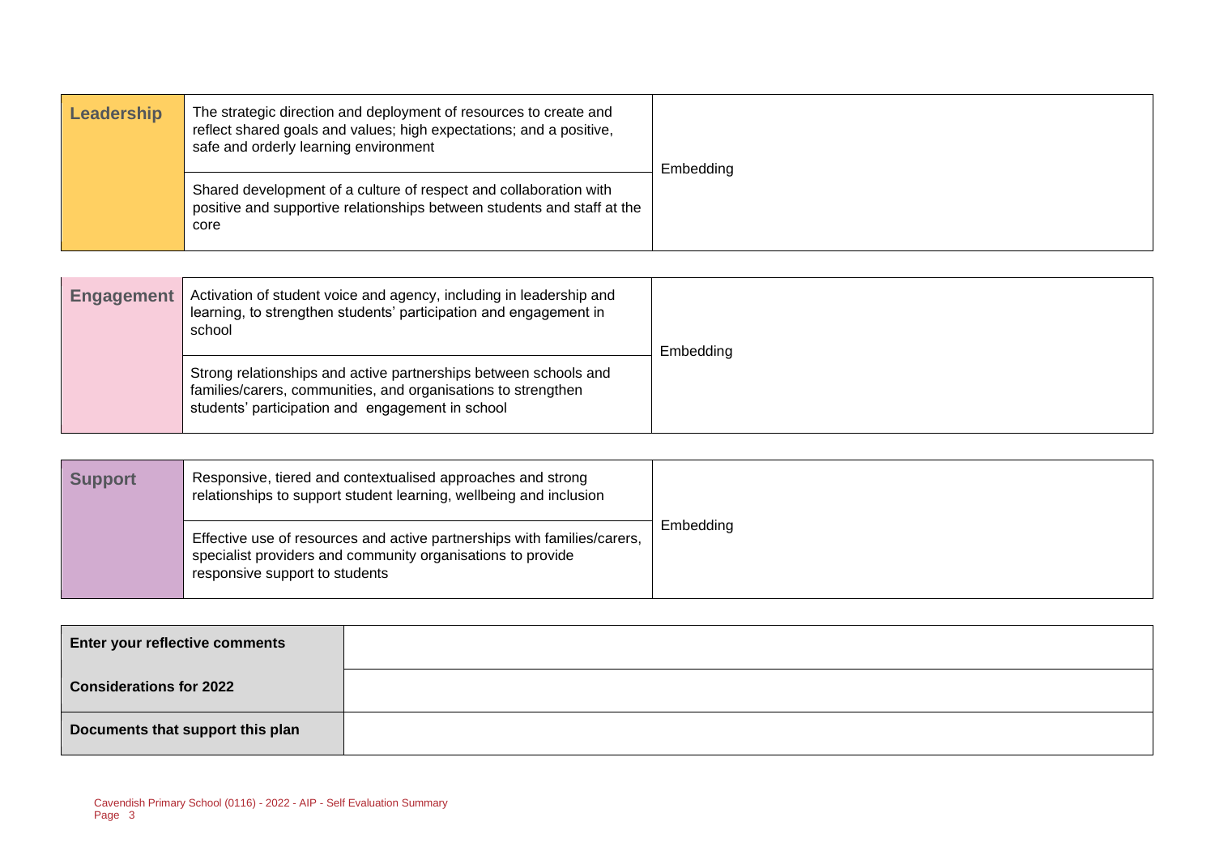| Leadership | | |
|---|---|---|
| | The strategic direction and deployment of resources to create and reflect shared goals and values; high expectations; and a positive, safe and orderly learning environment | Embedding |
| | Shared development of a culture of respect and collaboration with positive and supportive relationships between students and staff at the core | |

| Engagement | | |
|---|---|---|
| | Activation of student voice and agency, including in leadership and learning, to strengthen students' participation and engagement in school | Embedding |
| | Strong relationships and active partnerships between schools and families/carers, communities, and organisations to strengthen students' participation and engagement in school | |

| Support | | |
|---|---|---|
| | Responsive, tiered and contextualised approaches and strong relationships to support student learning, wellbeing and inclusion | Embedding |
| | Effective use of resources and active partnerships with families/carers, specialist providers and community organisations to provide responsive support to students | |

| Enter your reflective comments | |
|---|---|
| **Considerations for 2022** | |
| **Documents that support this plan** | |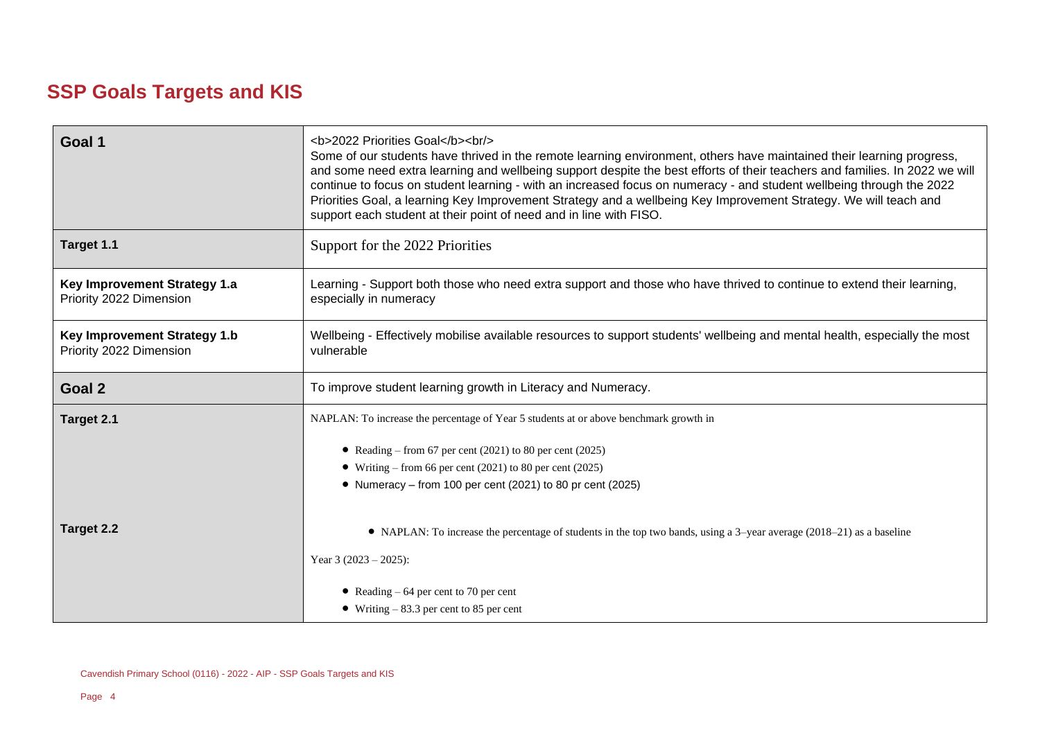## SSP Goals Targets and KIS

| | |
|---|---|
| **Goal 1** | <b>2022 Priorities Goal</b><br/> Some of our students have thrived in the remote learning environment, others have maintained their learning progress, and some need extra learning and wellbeing support despite the best efforts of their teachers and families. In 2022 we will continue to focus on student learning - with an increased focus on numeracy - and student wellbeing through the 2022 Priorities Goal, a learning Key Improvement Strategy and a wellbeing Key Improvement Strategy. We will teach and support each student at their point of need and in line with FISO. |
| **Target 1.1** | Support for the 2022 Priorities |
| **Key Improvement Strategy 1.a** Priority 2022 Dimension | Learning - Support both those who need extra support and those who have thrived to continue to extend their learning, especially in numeracy |
| **Key Improvement Strategy 1.b** Priority 2022 Dimension | Wellbeing - Effectively mobilise available resources to support students' wellbeing and mental health, especially the most vulnerable |
| **Goal 2** | To improve student learning growth in Literacy and Numeracy. |
| **Target 2.1** | NAPLAN: To increase the percentage of Year 5 students at or above benchmark growth in<br>• Reading – from 67 per cent (2021) to 80 per cent (2025)<br>• Writing – from 66 per cent (2021) to 80 per cent (2025)<br>• Numeracy – from 100 per cent (2021) to 80 pr cent (2025) |
| **Target 2.2** | • NAPLAN: To increase the percentage of students in the top two bands, using a 3–year average (2018–21) as a baseline<br>Year 3 (2023 – 2025):<br>• Reading – 64 per cent to 70 per cent<br>• Writing – 83.3 per cent to 85 per cent |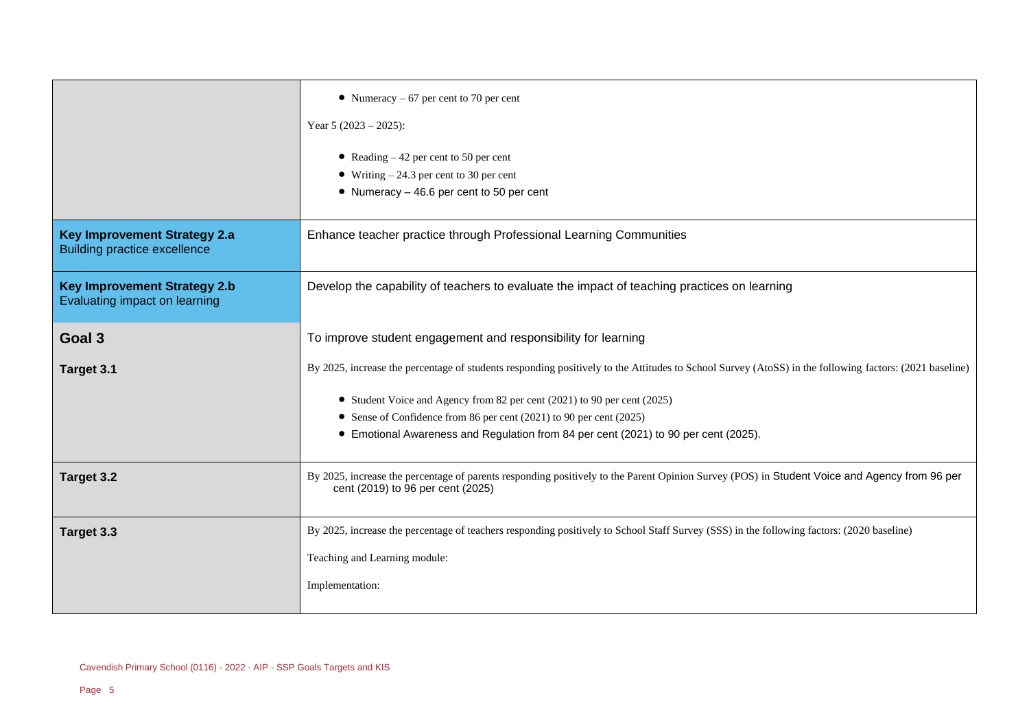| | |
|---|---|
| | • Numeracy – 67 per cent to 70 per cent<br><br>Year 5 (2023 – 2025):<br><br>• Reading – 42 per cent to 50 per cent<br>• Writing – 24.3 per cent to 30 per cent<br>• Numeracy – 46.6 per cent to 50 per cent |
| **Key Improvement Strategy 2.a**<br>Building practice excellence | Enhance teacher practice through Professional Learning Communities |
| **Key Improvement Strategy 2.b**<br>Evaluating impact on learning | Develop the capability of teachers to evaluate the impact of teaching practices on learning |
| **Goal 3** | To improve student engagement and responsibility for learning |
| **Target 3.1** | By 2025, increase the percentage of students responding positively to the Attitudes to School Survey (AtoSS) in the following factors: (2021 baseline)<br><br>• Student Voice and Agency from 82 per cent (2021) to 90 per cent (2025)<br>• Sense of Confidence from 86 per cent (2021) to 90 per cent (2025)<br>• Emotional Awareness and Regulation from 84 per cent (2021) to 90 per cent (2025). |
| **Target 3.2** | By 2025, increase the percentage of parents responding positively to the Parent Opinion Survey (POS) in Student Voice and Agency from 96 per cent (2019) to 96 per cent (2025) |
| **Target 3.3** | By 2025, increase the percentage of teachers responding positively to School Staff Survey (SSS) in the following factors: (2020 baseline)<br><br>Teaching and Learning module:<br><br>Implementation: |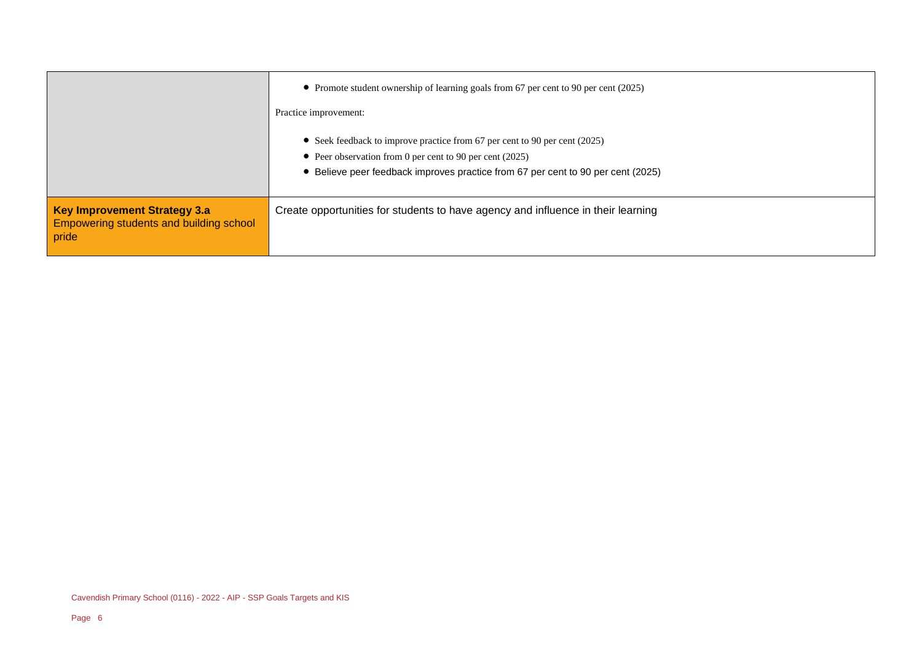| | |
|---|---|
| | • Promote student ownership of learning goals from 67 per cent to 90 per cent (2025)<br><br>Practice improvement:<br><br>• Seek feedback to improve practice from 67 per cent to 90 per cent (2025)<br>• Peer observation from 0 per cent to 90 per cent (2025)<br>• Believe peer feedback improves practice from 67 per cent to 90 per cent (2025) |
| **Key Improvement Strategy 3.a**<br>Empowering students and building school pride | Create opportunities for students to have agency and influence in their learning |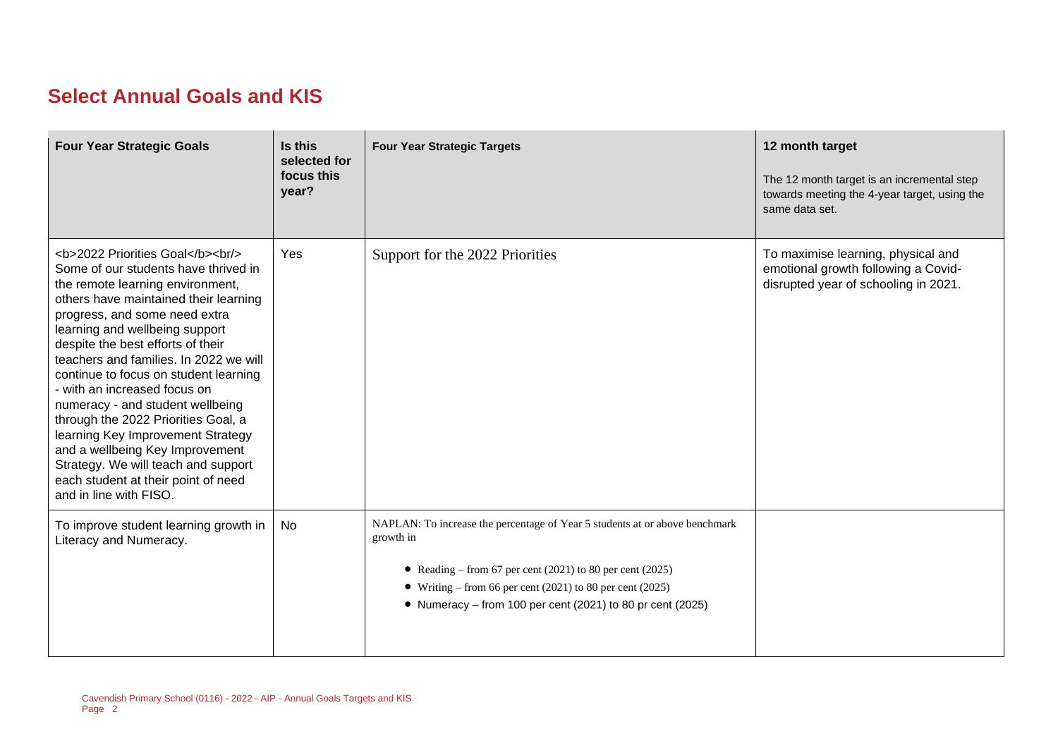## Select Annual Goals and KIS

| Four Year Strategic Goals | Is this selected for focus this year? | Four Year Strategic Targets | 12 month target<br><br>The 12 month target is an incremental step towards meeting the 4-year target, using the same data set. |
|---|---|---|---|
| <b>2022 Priorities Goal</b><br/> Some of our students have thrived in the remote learning environment, others have maintained their learning progress, and some need extra learning and wellbeing support despite the best efforts of their teachers and families. In 2022 we will continue to focus on student learning - with an increased focus on numeracy - and student wellbeing through the 2022 Priorities Goal, a learning Key Improvement Strategy and a wellbeing Key Improvement Strategy. We will teach and support each student at their point of need and in line with FISO. | Yes | Support for the 2022 Priorities | To maximise learning, physical and emotional growth following a Covid-disrupted year of schooling in 2021. |
| To improve student learning growth in Literacy and Numeracy. | No | NAPLAN: To increase the percentage of Year 5 students at or above benchmark growth in<br>• Reading – from 67 per cent (2021) to 80 per cent (2025)<br>• Writing – from 66 per cent (2021) to 80 per cent (2025)<br>• Numeracy – from 100 per cent (2021) to 80 pr cent (2025) | |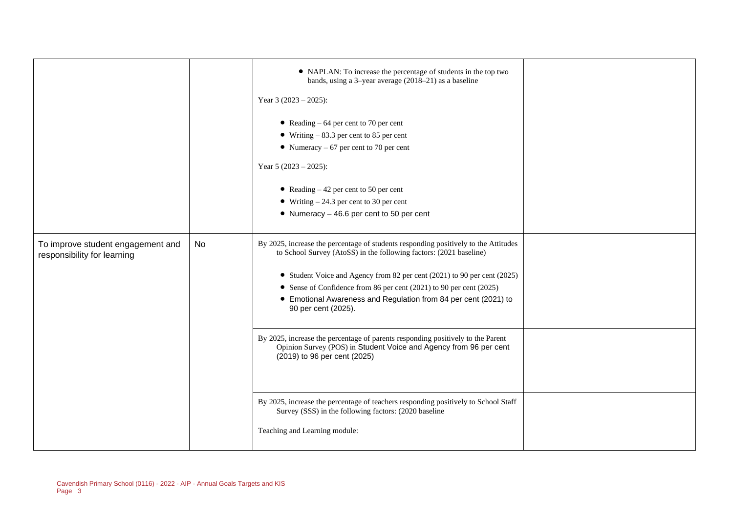| | | | |
|---|---|---|---|
| | | <ul><li>NAPLAN: To increase the percentage of students in the top two bands, using a 3–year average (2018–21) as a baseline</li></ul>Year 3 (2023 – 2025):<ul><li>Reading – 64 per cent to 70 per cent</li><li>Writing – 83.3 per cent to 85 per cent</li><li>Numeracy – 67 per cent to 70 per cent</li></ul>Year 5 (2023 – 2025):<ul><li>Reading – 42 per cent to 50 per cent</li><li>Writing – 24.3 per cent to 30 per cent</li><li>Numeracy – 46.6 per cent to 50 per cent</li></ul> | |
| To improve student engagement and responsibility for learning | No | By 2025, increase the percentage of students responding positively to the Attitudes to School Survey (AtoSS) in the following factors: (2021 baseline)<ul><li>Student Voice and Agency from 82 per cent (2021) to 90 per cent (2025)</li><li>Sense of Confidence from 86 per cent (2021) to 90 per cent (2025)</li><li>Emotional Awareness and Regulation from 84 per cent (2021) to 90 per cent (2025).</li></ul> | |
| | | By 2025, increase the percentage of parents responding positively to the Parent Opinion Survey (POS) in Student Voice and Agency from 96 per cent (2019) to 96 per cent (2025) | |
| | | By 2025, increase the percentage of teachers responding positively to School Staff Survey (SSS) in the following factors: (2020 baseline<br><br>Teaching and Learning module: | |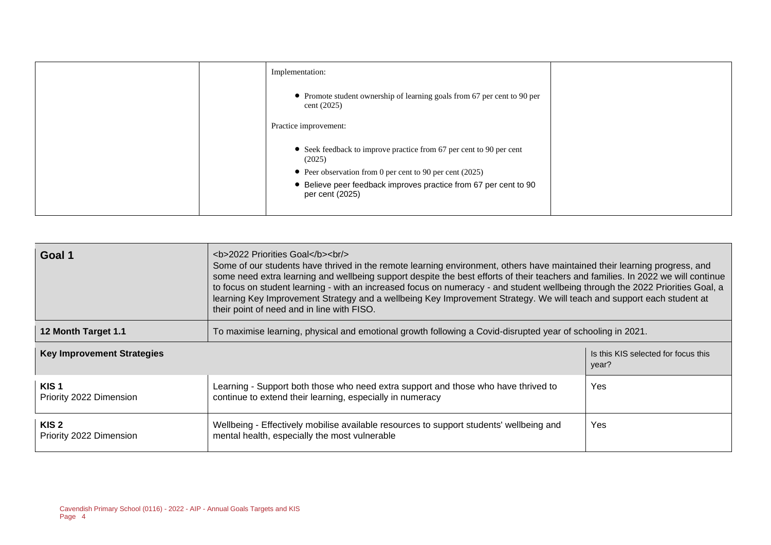| | | Implementation:<br><br>• Promote student ownership of learning goals from 67 per cent to 90 per cent (2025)<br><br>Practice improvement:<br><br>• Seek feedback to improve practice from 67 per cent to 90 per cent (2025)<br>• Peer observation from 0 per cent to 90 per cent (2025)<br>• Believe peer feedback improves practice from 67 per cent to 90 per cent (2025) | |
|---|---|---|---|

| **Goal 1** | <b>2022 Priorities Goal</b><br/> Some of our students have thrived in the remote learning environment, others have maintained their learning progress, and some need extra learning and wellbeing support despite the best efforts of their teachers and families. In 2022 we will continue to focus on student learning - with an increased focus on numeracy - and student wellbeing through the 2022 Priorities Goal, a learning Key Improvement Strategy and a wellbeing Key Improvement Strategy. We will teach and support each student at their point of need and in line with FISO. | |
|---|---|---|
| **12 Month Target 1.1** | To maximise learning, physical and emotional growth following a Covid-disrupted year of schooling in 2021. | |
| **Key Improvement Strategies** | | Is this KIS selected for focus this year? |
| **KIS 1**<br>Priority 2022 Dimension | Learning - Support both those who need extra support and those who have thrived to continue to extend their learning, especially in numeracy | Yes |
| **KIS 2**<br>Priority 2022 Dimension | Wellbeing - Effectively mobilise available resources to support students' wellbeing and mental health, especially the most vulnerable | Yes |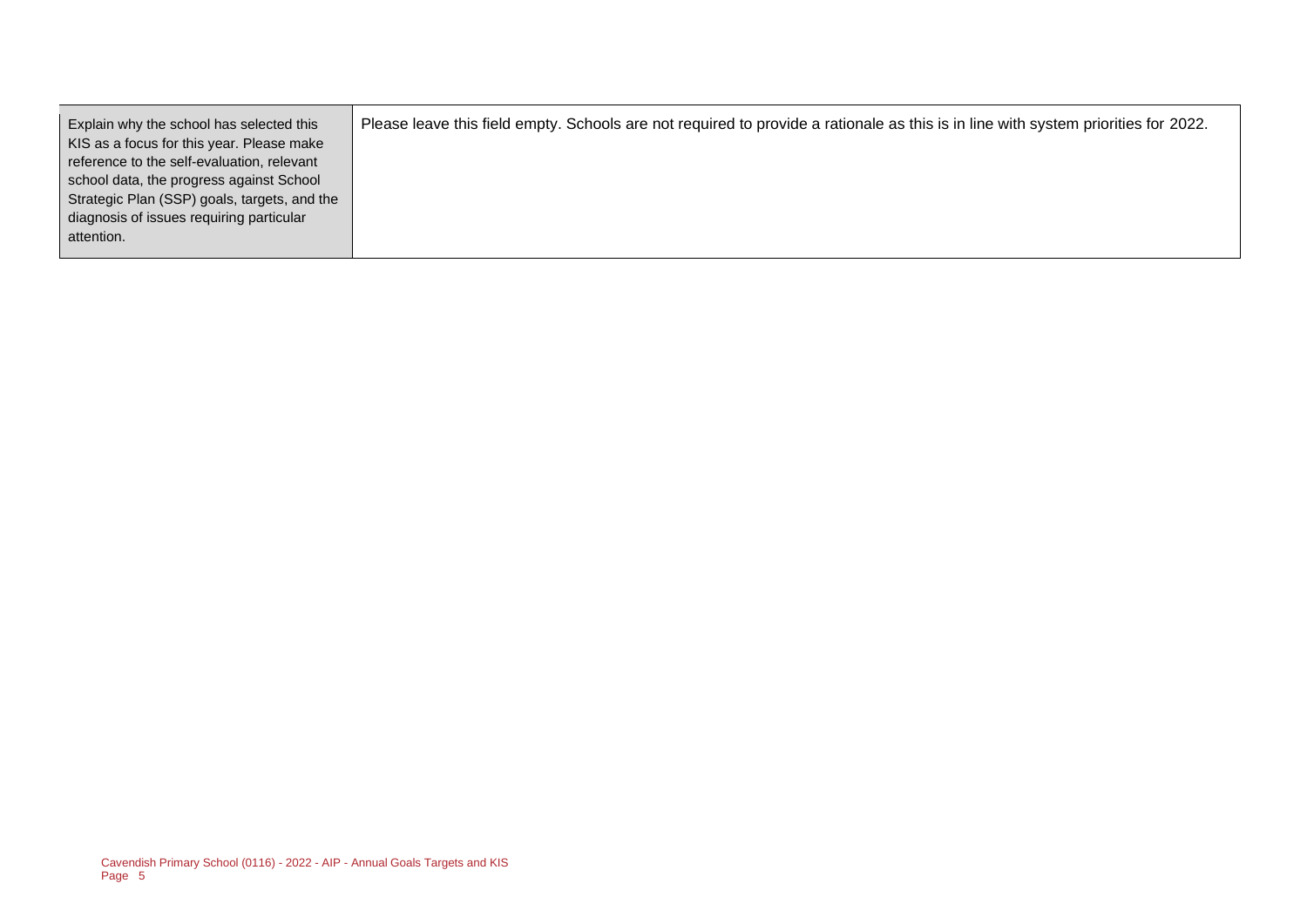| | |
|---|---|
| Explain why the school has selected this KIS as a focus for this year. Please make reference to the self-evaluation, relevant school data, the progress against School Strategic Plan (SSP) goals, targets, and the diagnosis of issues requiring particular attention. | Please leave this field empty. Schools are not required to provide a rationale as this is in line with system priorities for 2022. |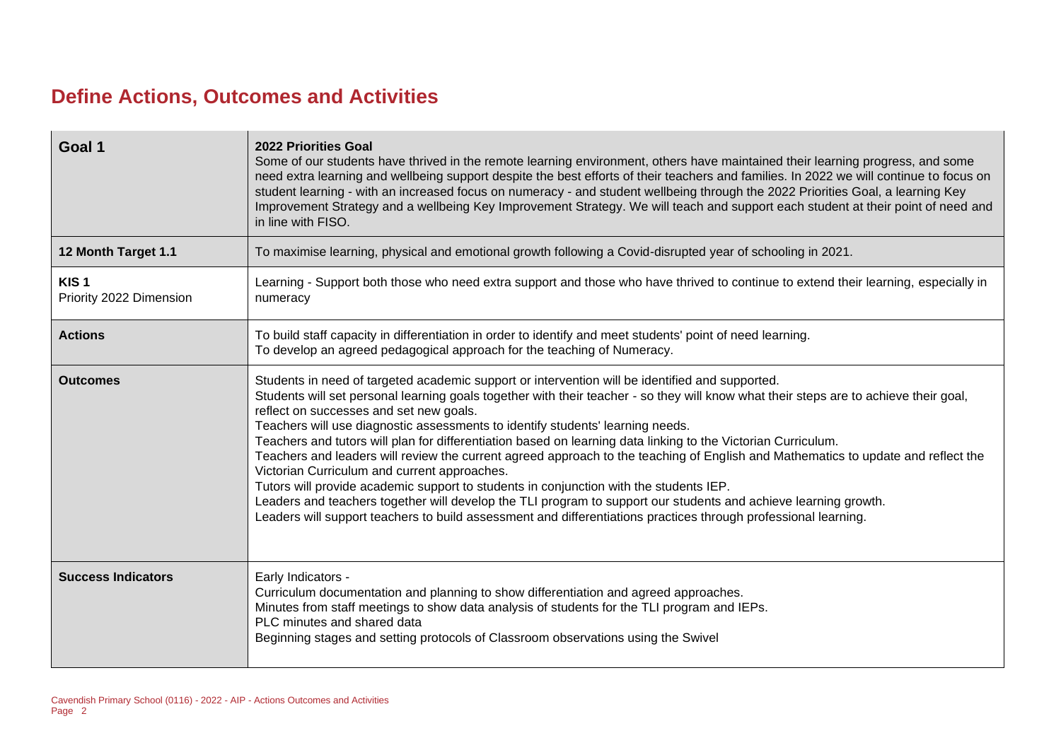# Define Actions, Outcomes and Activities

| Goal 1 | 2022 Priorities Goal<br>Some of our students have thrived in the remote learning environment, others have maintained their learning progress, and some need extra learning and wellbeing support despite the best efforts of their teachers and families. In 2022 we will continue to focus on student learning - with an increased focus on numeracy - and student wellbeing through the 2022 Priorities Goal, a learning Key Improvement Strategy and a wellbeing Key Improvement Strategy. We will teach and support each student at their point of need and in line with FISO. |
|---|---|
| **12 Month Target 1.1** | To maximise learning, physical and emotional growth following a Covid-disrupted year of schooling in 2021. |
| **KIS 1**<br>Priority 2022 Dimension | Learning - Support both those who need extra support and those who have thrived to continue to extend their learning, especially in numeracy |
| **Actions** | To build staff capacity in differentiation in order to identify and meet students' point of need learning.<br>To develop an agreed pedagogical approach for the teaching of Numeracy. |
| **Outcomes** | Students in need of targeted academic support or intervention will be identified and supported.<br>Students will set personal learning goals together with their teacher - so they will know what their steps are to achieve their goal, reflect on successes and set new goals.<br>Teachers will use diagnostic assessments to identify students' learning needs.<br>Teachers and tutors will plan for differentiation based on learning data linking to the Victorian Curriculum.<br>Teachers and leaders will review the current agreed approach to the teaching of English and Mathematics to update and reflect the Victorian Curriculum and current approaches.<br>Tutors will provide academic support to students in conjunction with the students IEP.<br>Leaders and teachers together will develop the TLI program to support our students and achieve learning growth.<br>Leaders will support teachers to build assessment and differentiations practices through professional learning. |
| **Success Indicators** | Early Indicators -<br>Curriculum documentation and planning to show differentiation and agreed approaches.<br>Minutes from staff meetings to show data analysis of students for the TLI program and IEPs.<br>PLC minutes and shared data<br>Beginning stages and setting protocols of Classroom observations using the Swivel |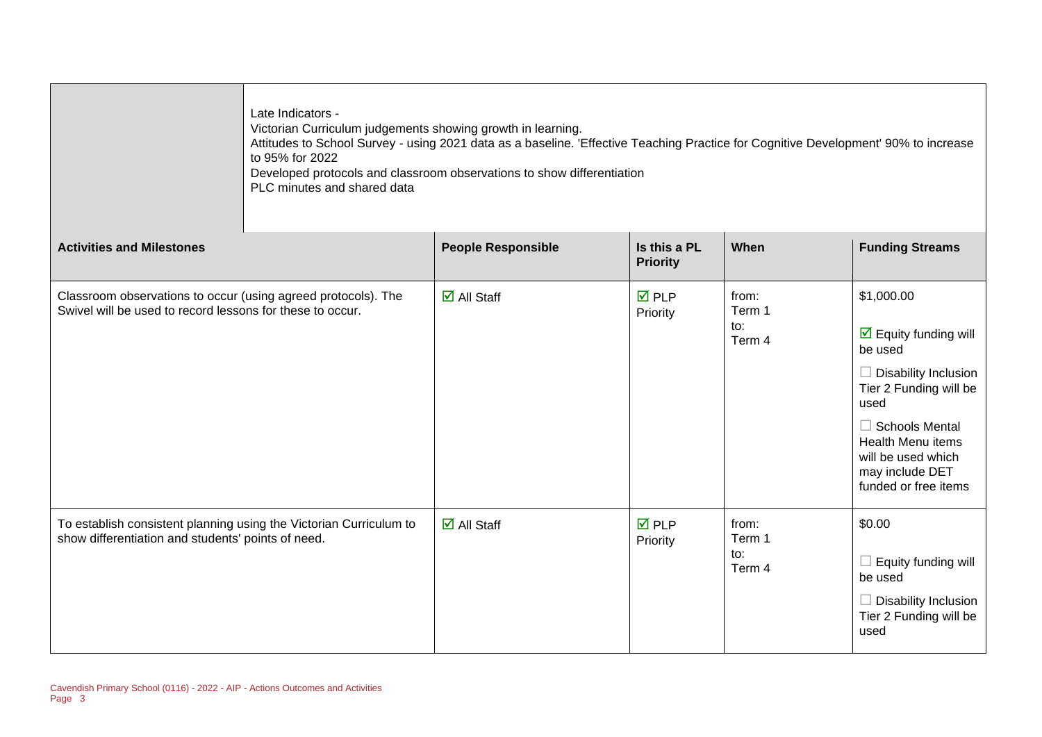| | |
|---|---|
| | Late Indicators -<br>Victorian Curriculum judgements showing growth in learning.<br>Attitudes to School Survey - using 2021 data as a baseline. 'Effective Teaching Practice for Cognitive Development' 90% to increase to 95% for 2022<br>Developed protocols and classroom observations to show differentiation<br>PLC minutes and shared data |

| Activities and Milestones | People Responsible | Is this a PL Priority | When | Funding Streams |
|---|---|---|---|---|
| Classroom observations to occur (using agreed protocols). The Swivel will be used to record lessons for these to occur. | ☑ All Staff | ☑ PLP Priority | from: Term 1<br>to: Term 4 | $1,000.00<br>☑ Equity funding will be used<br>☐ Disability Inclusion Tier 2 Funding will be used<br>☐ Schools Mental Health Menu items will be used which may include DET funded or free items |
| To establish consistent planning using the Victorian Curriculum to show differentiation and students' points of need. | ☑ All Staff | ☑ PLP Priority | from: Term 1<br>to: Term 4 | $0.00<br>☐ Equity funding will be used<br>☐ Disability Inclusion Tier 2 Funding will be used |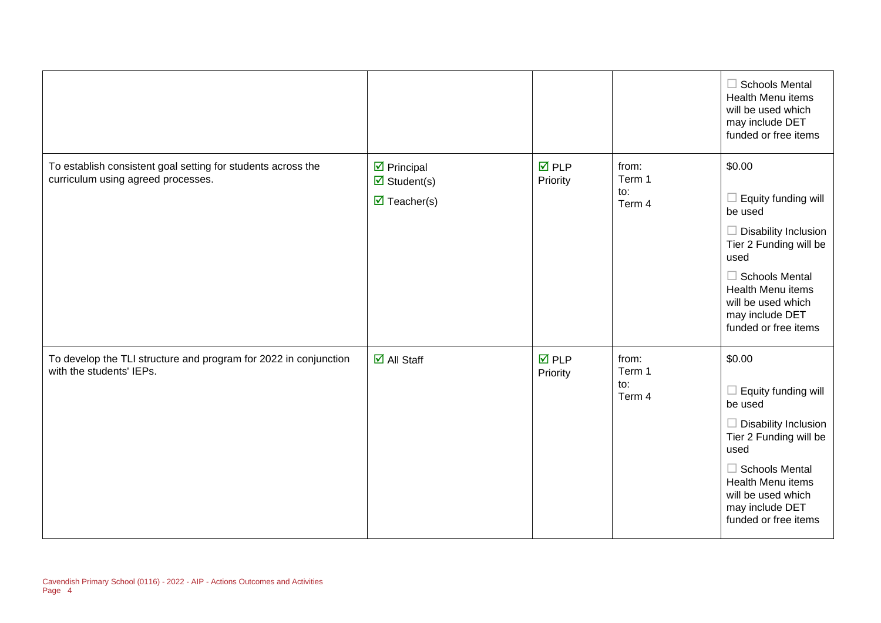| | | | | |
|---|---|---|---|---|
| | | | | ☐ Schools Mental Health Menu items will be used which may include DET funded or free items |
| To establish consistent goal setting for students across the curriculum using agreed processes. | ☑ Principal<br>☑ Student(s)<br>☑ Teacher(s) | ☑ PLP Priority | from:<br>Term 1<br>to:<br>Term 4 | $0.00<br><br>☐ Equity funding will be used<br><br>☐ Disability Inclusion Tier 2 Funding will be used<br><br>☐ Schools Mental Health Menu items will be used which may include DET funded or free items |
| To develop the TLI structure and program for 2022 in conjunction with the students' IEPs. | ☑ All Staff | ☑ PLP Priority | from:<br>Term 1<br>to:<br>Term 4 | $0.00<br><br>☐ Equity funding will be used<br><br>☐ Disability Inclusion Tier 2 Funding will be used<br><br>☐ Schools Mental Health Menu items will be used which may include DET funded or free items |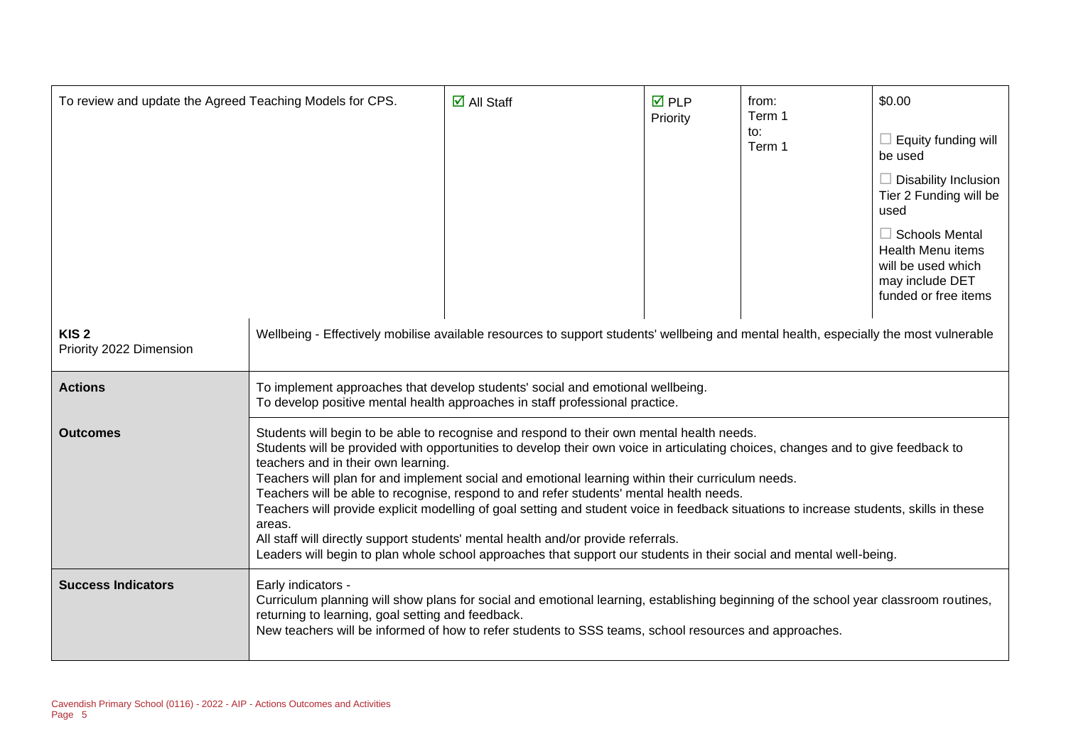| To review and update the Agreed Teaching Models for CPS. | ☑ All Staff | ☑ PLP Priority | from: Term 1 to: Term 1 | $0.00 ☐ Equity funding will be used ☐ Disability Inclusion Tier 2 Funding will be used ☐ Schools Mental Health Menu items will be used which may include DET funded or free items |
|---|---|---|---|---|

| **KIS 2** Priority 2022 Dimension | Wellbeing - Effectively mobilise available resources to support students' wellbeing and mental health, especially the most vulnerable |
|---|---|
| **Actions** | To implement approaches that develop students' social and emotional wellbeing.<br>To develop positive mental health approaches in staff professional practice. |
| **Outcomes** | Students will begin to be able to recognise and respond to their own mental health needs.<br>Students will be provided with opportunities to develop their own voice in articulating choices, changes and to give feedback to teachers and in their own learning.<br>Teachers will plan for and implement social and emotional learning within their curriculum needs.<br>Teachers will be able to recognise, respond to and refer students' mental health needs.<br>Teachers will provide explicit modelling of goal setting and student voice in feedback situations to increase students, skills in these areas.<br>All staff will directly support students' mental health and/or provide referrals.<br>Leaders will begin to plan whole school approaches that support our students in their social and mental well-being. |
| **Success Indicators** | Early indicators -<br>Curriculum planning will show plans for social and emotional learning, establishing beginning of the school year classroom routines, returning to learning, goal setting and feedback.<br>New teachers will be informed of how to refer students to SSS teams, school resources and approaches. |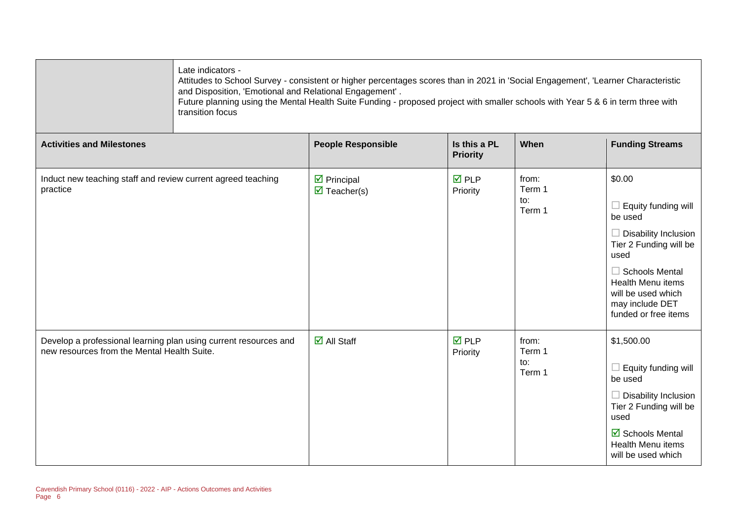| | Late indicators -<br>Attitudes to School Survey - consistent or higher percentages scores than in 2021 in 'Social Engagement', 'Learner Characteristic and Disposition, 'Emotional and Relational Engagement' .<br>Future planning using the Mental Health Suite Funding - proposed project with smaller schools with Year 5 & 6 in term three with transition focus |
|---|---|

| Activities and Milestones | People Responsible | Is this a PL Priority | When | Funding Streams |
|---|---|---|---|---|
| Induct new teaching staff and review current agreed teaching practice | ☑ Principal<br>☑ Teacher(s) | ☑ PLP Priority | from:<br>Term 1<br>to:<br>Term 1 | $0.00<br><br>☐ Equity funding will be used<br><br>☐ Disability Inclusion Tier 2 Funding will be used<br><br>☐ Schools Mental Health Menu items will be used which may include DET funded or free items |
| Develop a professional learning plan using current resources and new resources from the Mental Health Suite. | ☑ All Staff | ☑ PLP Priority | from:<br>Term 1<br>to:<br>Term 1 | $1,500.00<br><br>☐ Equity funding will be used<br><br>☐ Disability Inclusion Tier 2 Funding will be used<br><br>☑ Schools Mental Health Menu items will be used which |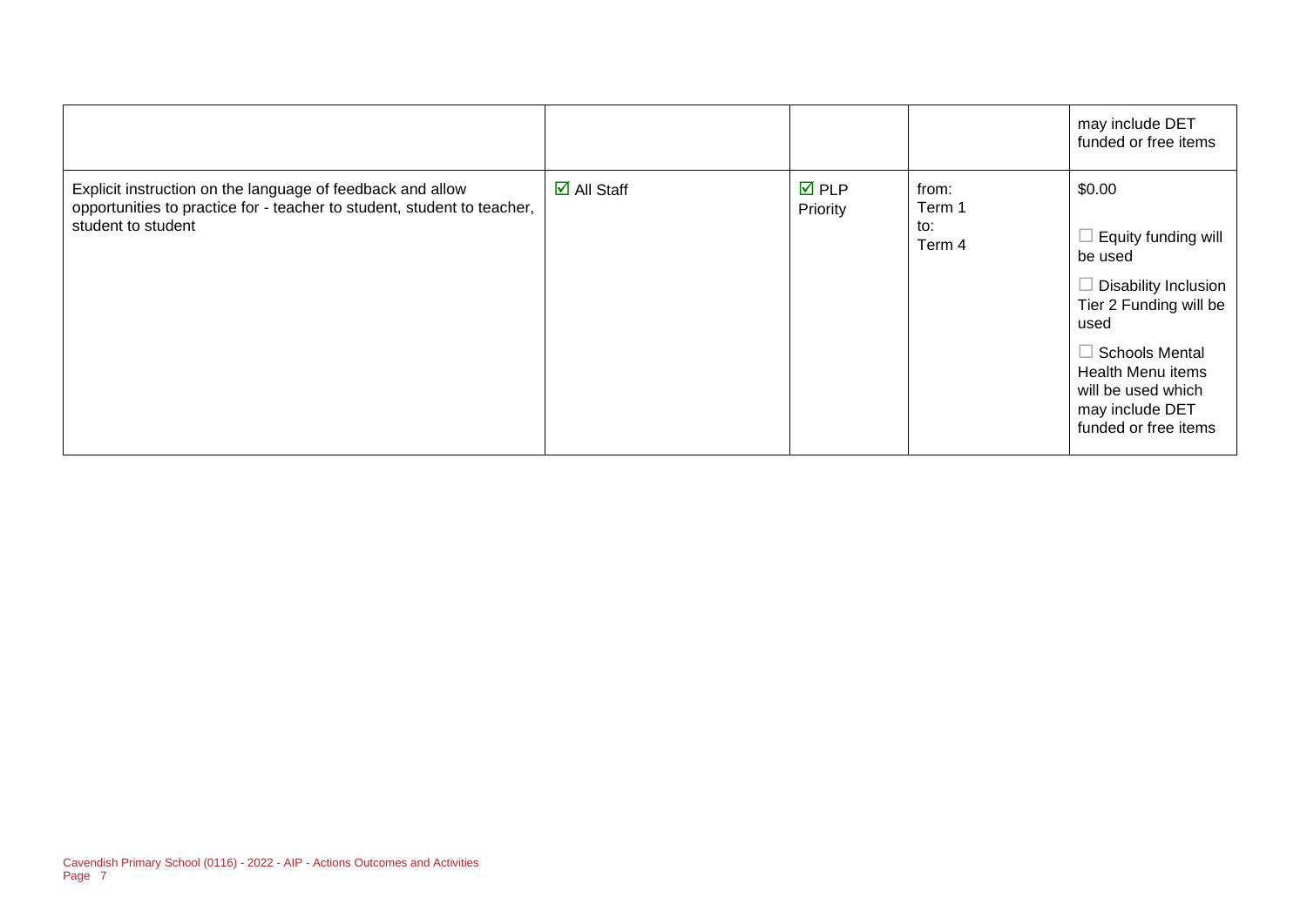| | | | | |
|---|---|---|---|---|
| | | | | may include DET funded or free items |
| Explicit instruction on the language of feedback and allow opportunities to practice for - teacher to student, student to teacher, student to student | ☑ All Staff | ☑ PLP Priority | from: Term 1 to: Term 4 | \$0.00<br><br>☐ Equity funding will be used<br><br>☐ Disability Inclusion Tier 2 Funding will be used<br><br>☐ Schools Mental Health Menu items will be used which may include DET funded or free items |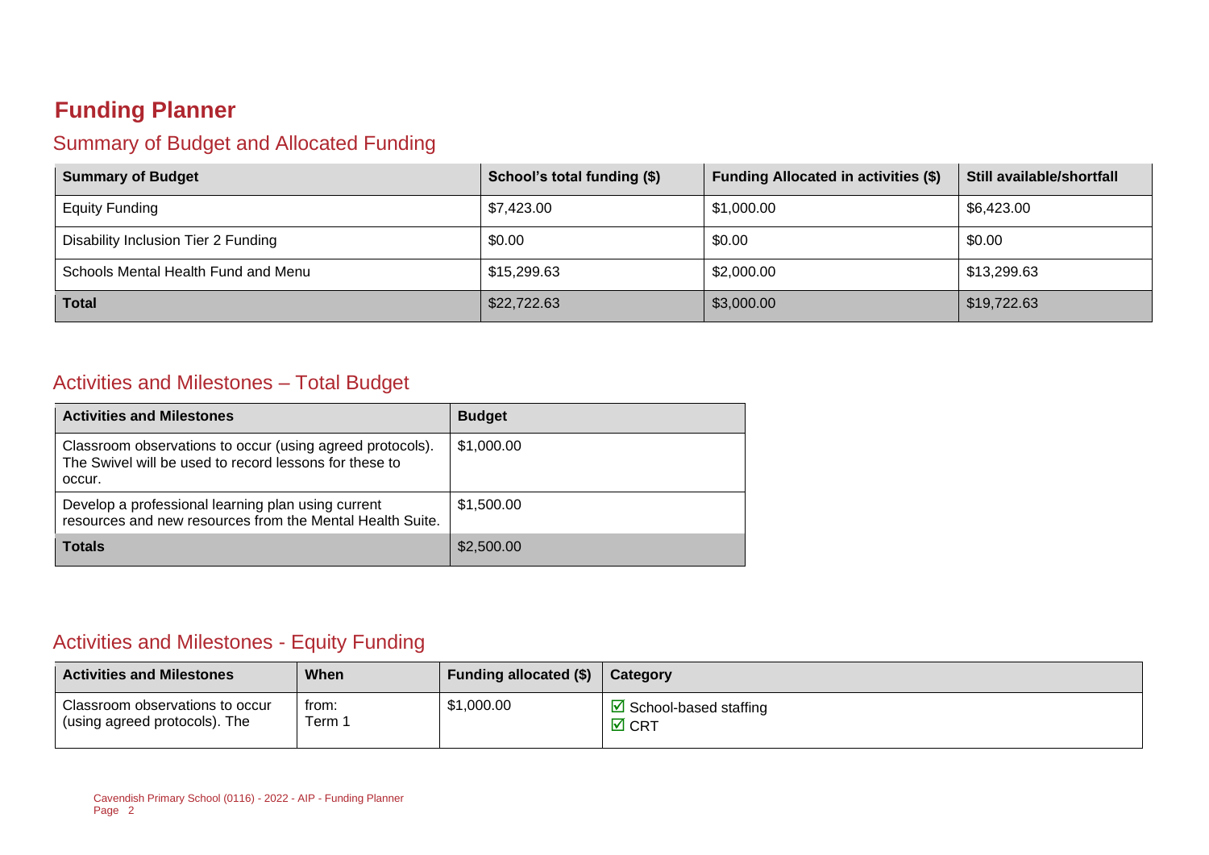# Funding Planner

## Summary of Budget and Allocated Funding

| Summary of Budget | School's total funding ($) | Funding Allocated in activities ($) | Still available/shortfall |
|---|---|---|---|
| Equity Funding | $7,423.00 | $1,000.00 | $6,423.00 |
| Disability Inclusion Tier 2 Funding | $0.00 | $0.00 | $0.00 |
| Schools Mental Health Fund and Menu | $15,299.63 | $2,000.00 | $13,299.63 |
| **Total** | $22,722.63 | $3,000.00 | $19,722.63 |

## Activities and Milestones – Total Budget

| Activities and Milestones | Budget |
|---|---|
| Classroom observations to occur (using agreed protocols). The Swivel will be used to record lessons for these to occur. | $1,000.00 |
| Develop a professional learning plan using current resources and new resources from the Mental Health Suite. | $1,500.00 |
| **Totals** | $2,500.00 |

## Activities and Milestones - Equity Funding

| Activities and Milestones | When | Funding allocated ($) | Category |
|---|---|---|---|
| Classroom observations to occur (using agreed protocols). The | from: Term 1 | $1,000.00 | ☑ School-based staffing<br>☑ CRT |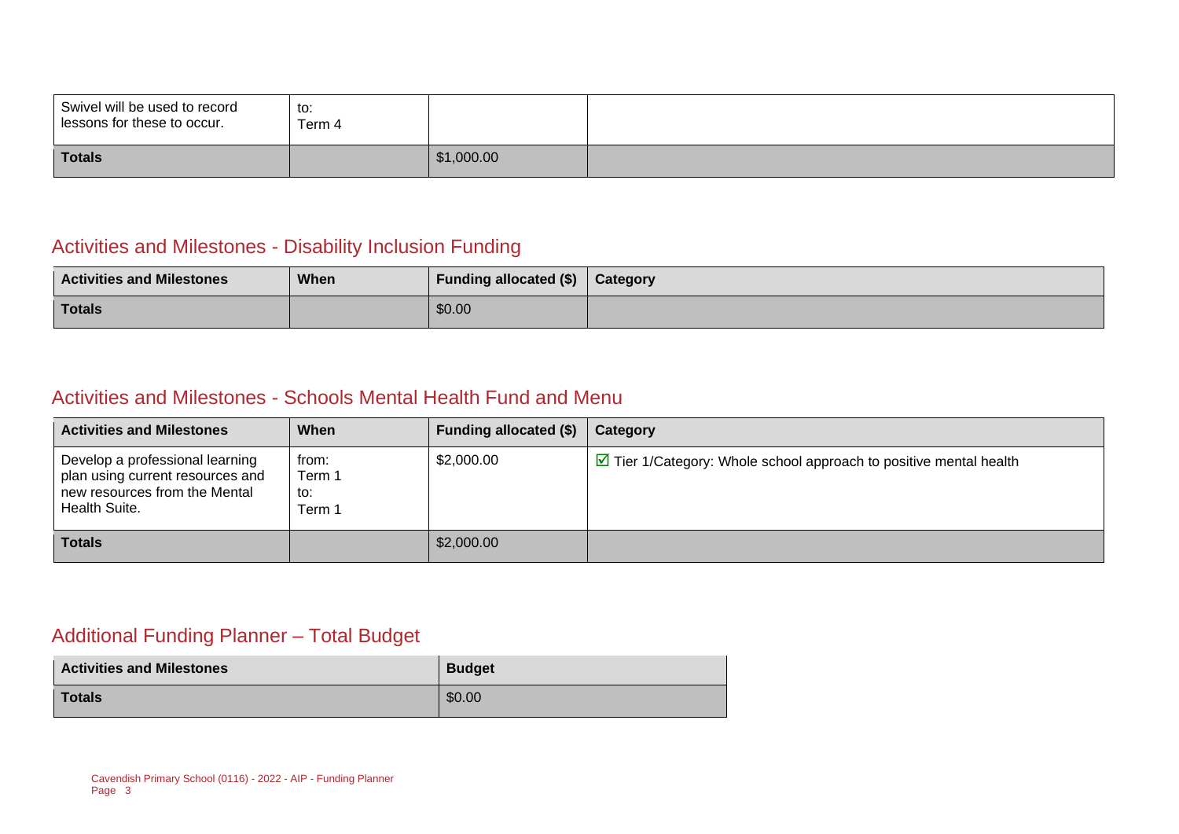| Swivel will be used to record lessons for these to occur. | to:<br>Term 4 | | |
|---|---|---|---|
| **Totals** | | $1,000.00 | |

## Activities and Milestones - Disability Inclusion Funding

| Activities and Milestones | When | Funding allocated ($) | Category |
|---|---|---|---|
| **Totals** | | $0.00 | |

## Activities and Milestones - Schools Mental Health Fund and Menu

| Activities and Milestones | When | Funding allocated ($) | Category |
|---|---|---|---|
| Develop a professional learning plan using current resources and new resources from the Mental Health Suite. | from:<br>Term 1<br>to:<br>Term 1 | $2,000.00 | ☑ Tier 1/Category: Whole school approach to positive mental health |
| **Totals** | | $2,000.00 | |

## Additional Funding Planner – Total Budget

| Activities and Milestones | Budget |
|---|---|
| **Totals** | $0.00 |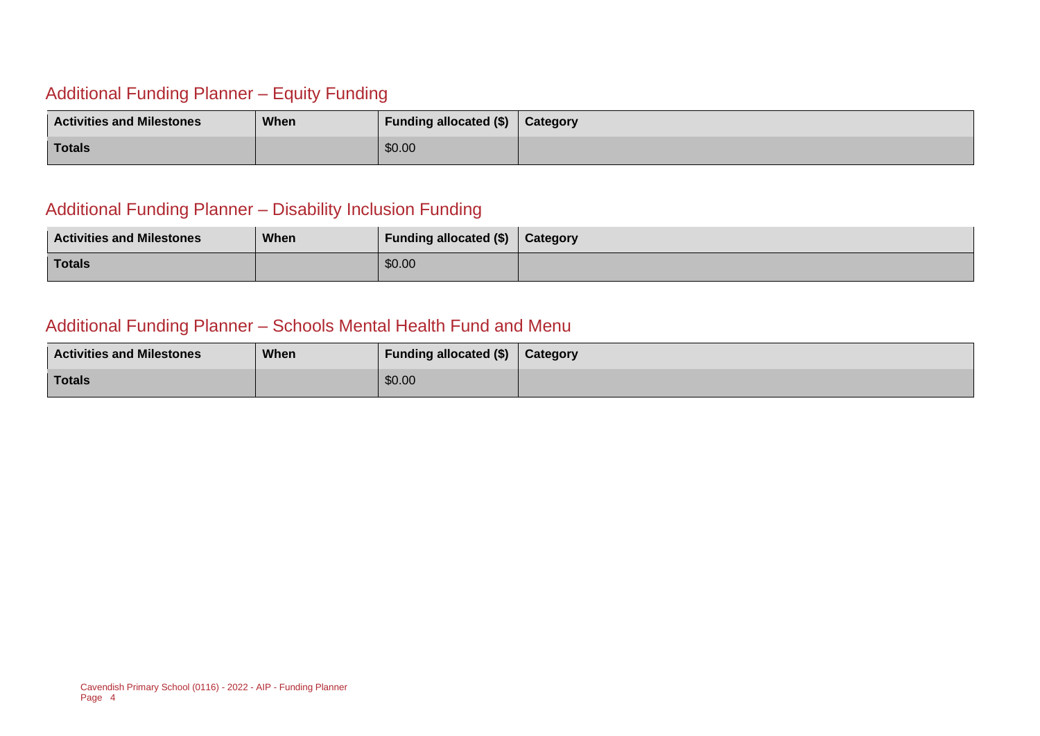## Additional Funding Planner – Equity Funding

| Activities and Milestones | When | Funding allocated ($) | Category |
| --- | --- | --- | --- |
| **Totals** | | $0.00 | |

## Additional Funding Planner – Disability Inclusion Funding

| Activities and Milestones | When | Funding allocated ($) | Category |
| --- | --- | --- | --- |
| **Totals** | | $0.00 | |

## Additional Funding Planner – Schools Mental Health Fund and Menu

| Activities and Milestones | When | Funding allocated ($) | Category |
| --- | --- | --- | --- |
| **Totals** | | $0.00 | |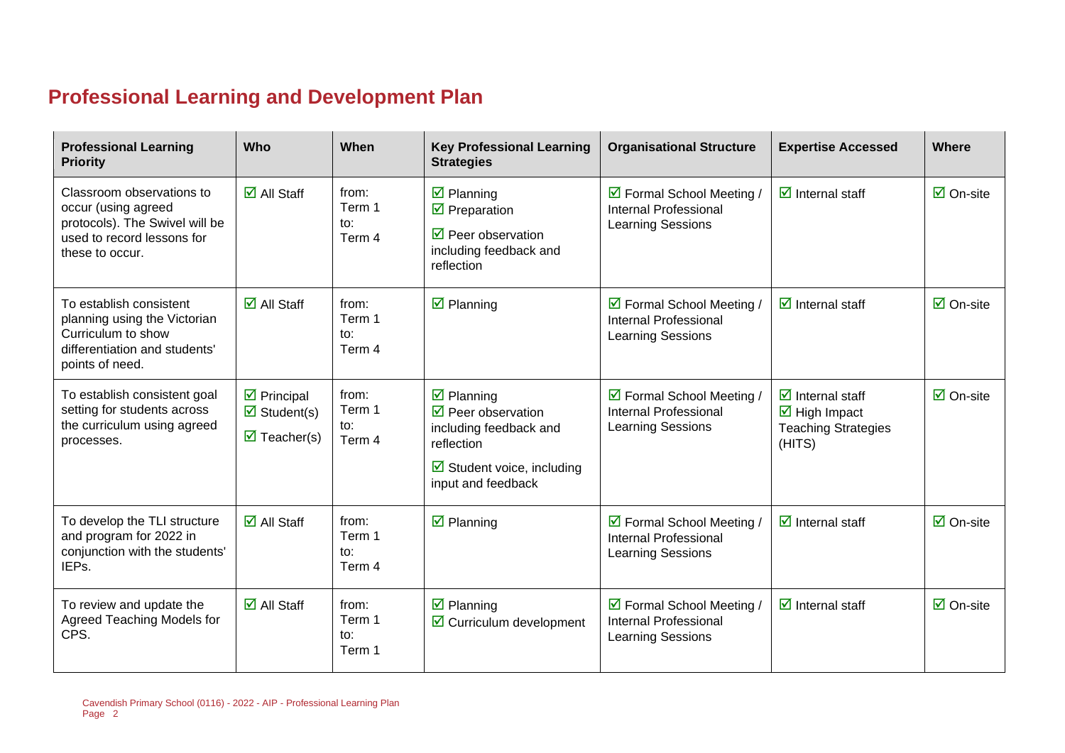## Professional Learning and Development Plan

| Professional Learning Priority | Who | When | Key Professional Learning Strategies | Organisational Structure | Expertise Accessed | Where |
| --- | --- | --- | --- | --- | --- | --- |
| Classroom observations to occur (using agreed protocols). The Swivel will be used to record lessons for these to occur. | ☑ All Staff | from: Term 1 to: Term 4 | ☑ Planning<br>☑ Preparation<br>☑ Peer observation including feedback and reflection | ☑ Formal School Meeting / Internal Professional Learning Sessions | ☑ Internal staff | ☑ On-site |
| To establish consistent planning using the Victorian Curriculum to show differentiation and students' points of need. | ☑ All Staff | from: Term 1 to: Term 4 | ☑ Planning | ☑ Formal School Meeting / Internal Professional Learning Sessions | ☑ Internal staff | ☑ On-site |
| To establish consistent goal setting for students across the curriculum using agreed processes. | ☑ Principal<br>☑ Student(s)<br>☑ Teacher(s) | from: Term 1 to: Term 4 | ☑ Planning<br>☑ Peer observation including feedback and reflection<br>☑ Student voice, including input and feedback | ☑ Formal School Meeting / Internal Professional Learning Sessions | ☑ Internal staff<br>☑ High Impact Teaching Strategies (HITS) | ☑ On-site |
| To develop the TLI structure and program for 2022 in conjunction with the students' IEPs. | ☑ All Staff | from: Term 1 to: Term 4 | ☑ Planning | ☑ Formal School Meeting / Internal Professional Learning Sessions | ☑ Internal staff | ☑ On-site |
| To review and update the Agreed Teaching Models for CPS. | ☑ All Staff | from: Term 1 to: Term 1 | ☑ Planning<br>☑ Curriculum development | ☑ Formal School Meeting / Internal Professional Learning Sessions | ☑ Internal staff | ☑ On-site |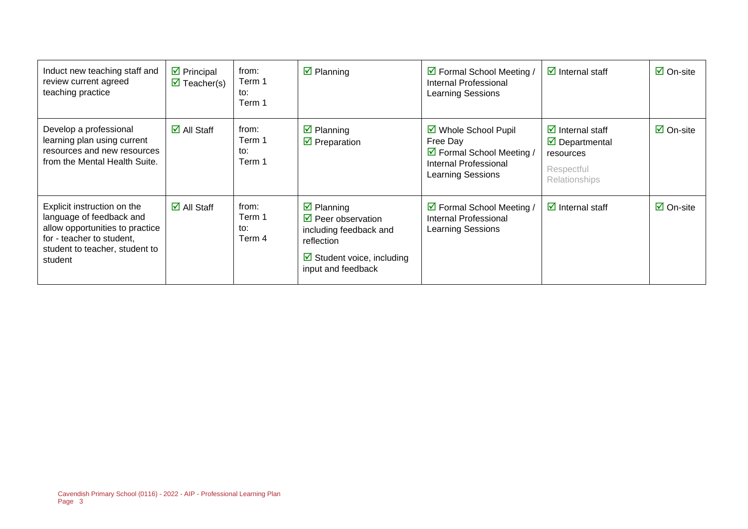| | | | | | | |
|---|---|---|---|---|---|---|
| Induct new teaching staff and review current agreed teaching practice | ☑ Principal<br>☑ Teacher(s) | from:<br>Term 1<br>to:<br>Term 1 | ☑ Planning | ☑ Formal School Meeting / Internal Professional Learning Sessions | ☑ Internal staff | ☑ On-site |
| Develop a professional learning plan using current resources and new resources from the Mental Health Suite. | ☑ All Staff | from:<br>Term 1<br>to:<br>Term 1 | ☑ Planning<br>☑ Preparation | ☑ Whole School Pupil Free Day<br>☑ Formal School Meeting / Internal Professional Learning Sessions | ☑ Internal staff<br>☑ Departmental resources<br>Respectful Relationships | ☑ On-site |
| Explicit instruction on the language of feedback and allow opportunities to practice for - teacher to student, student to teacher, student to student | ☑ All Staff | from:<br>Term 1<br>to:<br>Term 4 | ☑ Planning<br>☑ Peer observation including feedback and reflection<br>☑ Student voice, including input and feedback | ☑ Formal School Meeting / Internal Professional Learning Sessions | ☑ Internal staff | ☑ On-site |